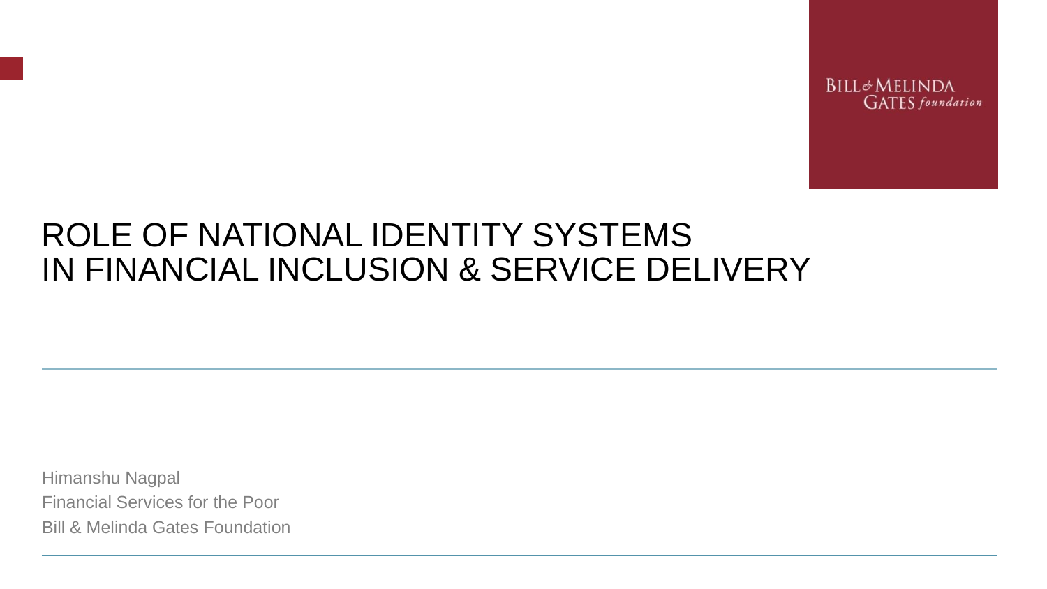BILL & MELINDA GATES foundation

# ROLE OF NATIONAL IDENTITY SYSTEMS IN FINANCIAL INCLUSION & SERVICE DELIVERY

Himanshu Nagpal

Financial Services for the Poor

Bill & Melinda Gates Foundation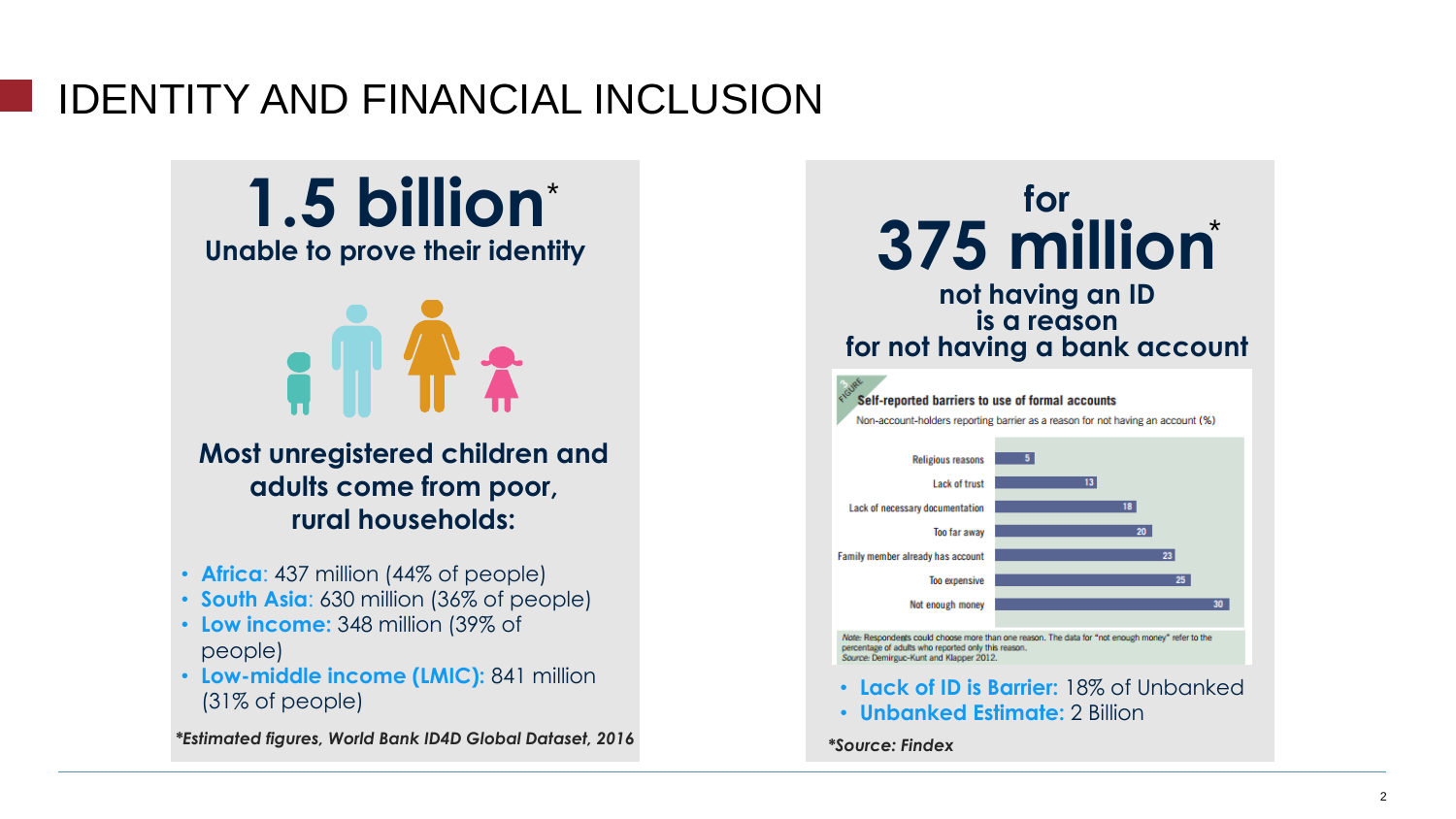# IDENTITY AND FINANCIAL INCLUSION

## 1.5 billion*

**Unable to prove their identity**

**Most unregistered children and adults come from poor, rural households:**

- **Africa**: 437 million (44% of people)
- **South Asia**: 630 million (36% of people)
- **Low income:** 348 million (39% of people)
- **Low-middle income (LMIC):** 841 million (31% of people)

*\*Estimated figures, World Bank ID4D Global Dataset, 2016*

## for 375 million*

**not having an ID is a reason for not having a bank account**

**Self-reported barriers to use of formal accounts**

Non-account-holders reporting barrier as a reason for not having an account (%)

| Barrier | % |
|---|---|
| Religious reasons | 5 |
| Lack of trust | 13 |
| Lack of necessary documentation | 18 |
| Too far away | 20 |
| Family member already has account | 23 |
| Too expensive | 25 |
| Not enough money | 30 |

*Note:* Respondents could choose more than one reason. The data for "not enough money" refer to the percentage of adults who reported only this reason.
*Source:* Demirguc-Kunt and Klapper 2012.

- **Lack of ID is Barrier:** 18% of Unbanked
- **Unbanked Estimate:** 2 Billion

*\*Source: Findex*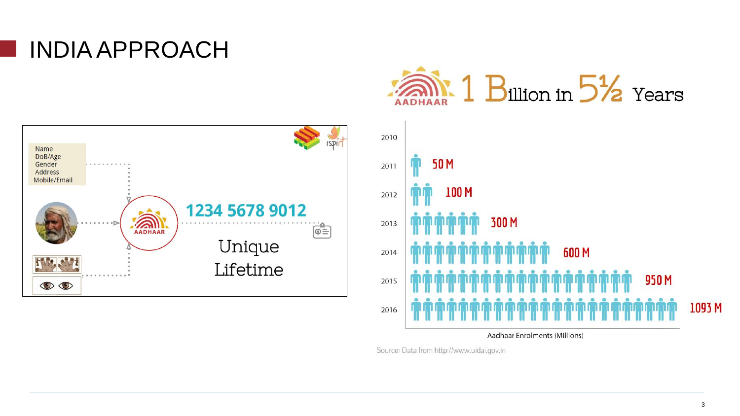# INDIA APPROACH

Name
DoB/Age
Gender
Address
Mobile/Email

AADHAAR

1234 5678 9012

Unique
Lifetime

AADHAAR 1 Billion in 5½ Years

| Year | Aadhaar Enrolments (Millions) |
|---|---|
| 2010 | |
| 2011 | 50 M |
| 2012 | 100 M |
| 2013 | 300 M |
| 2014 | 600 M |
| 2015 | 950 M |
| 2016 | 1093 M |

Source: Data from http://www.uidai.gov.in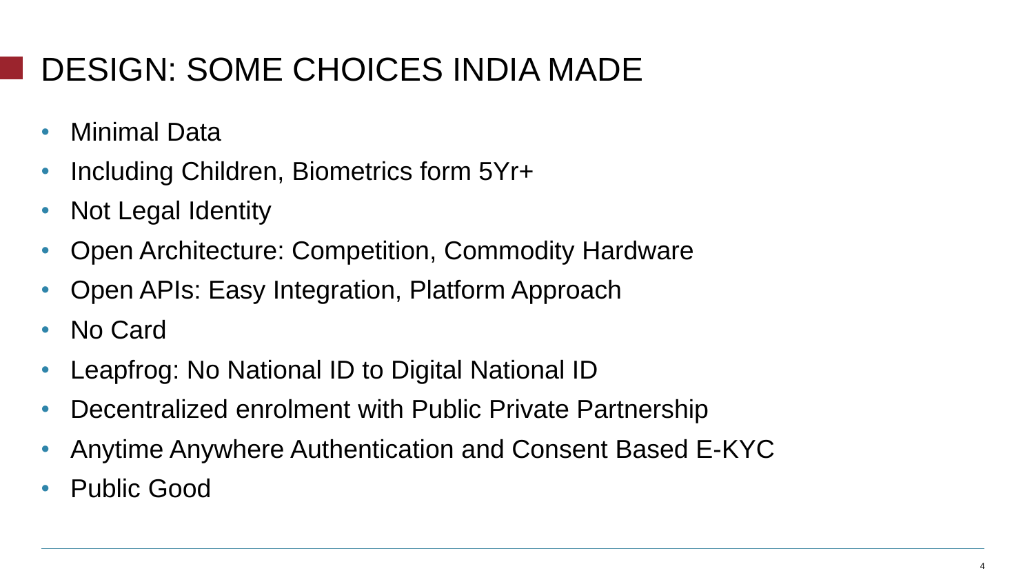# DESIGN: SOME CHOICES INDIA MADE

- Minimal Data
- Including Children, Biometrics form 5Yr+
- Not Legal Identity
- Open Architecture: Competition, Commodity Hardware
- Open APIs: Easy Integration, Platform Approach
- No Card
- Leapfrog: No National ID to Digital National ID
- Decentralized enrolment with Public Private Partnership
- Anytime Anywhere Authentication and Consent Based E-KYC
- Public Good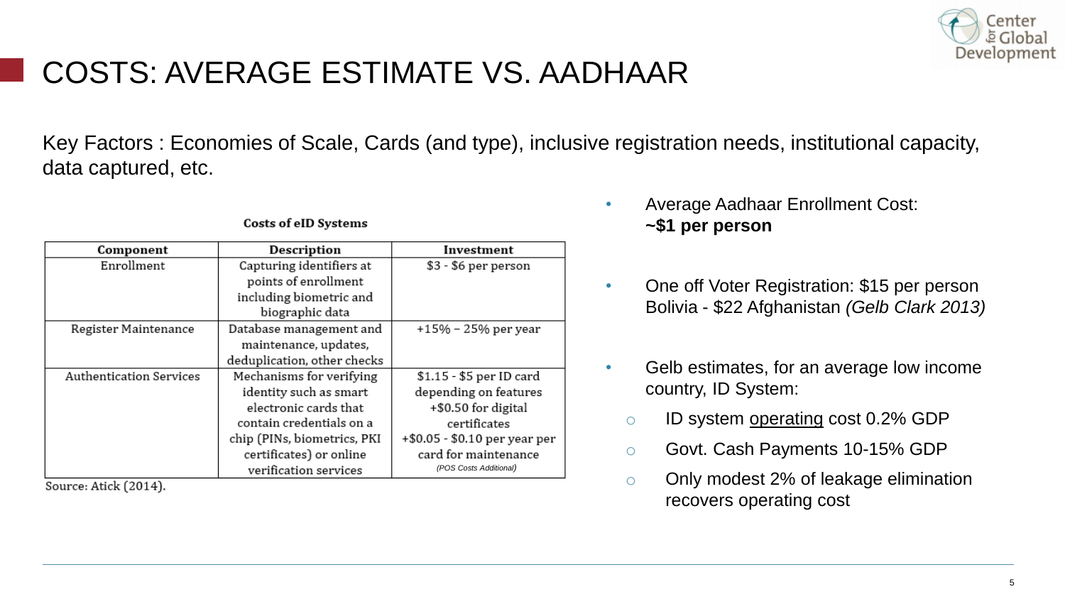# COSTS: AVERAGE ESTIMATE VS. AADHAAR

Key Factors : Economies of Scale, Cards (and type), inclusive registration needs, institutional capacity, data captured, etc.

**Costs of eID Systems**

| Component | Description | Investment |
|---|---|---|
| Enrollment | Capturing identifiers at points of enrollment including biometric and biographic data | $3 - $6 per person |
| Register Maintenance | Database management and maintenance, updates, deduplication, other checks | +15% – 25% per year |
| Authentication Services | Mechanisms for verifying identity such as smart electronic cards that contain credentials on a chip (PINs, biometrics, PKI certificates) or online verification services | $1.15 - $5 per ID card depending on features +$0.50 for digital certificates +$0.05 - $0.10 per year per card for maintenance *(POS Costs Additional)* |

Source: Atick (2014).

- Average Aadhaar Enrollment Cost: **~$1 per person**
- One off Voter Registration: $15 per person Bolivia - $22 Afghanistan *(Gelb Clark 2013)*
- Gelb estimates, for an average low income country, ID System:
  - ID system operating cost 0.2% GDP
  - Govt. Cash Payments 10-15% GDP
  - Only modest 2% of leakage elimination recovers operating cost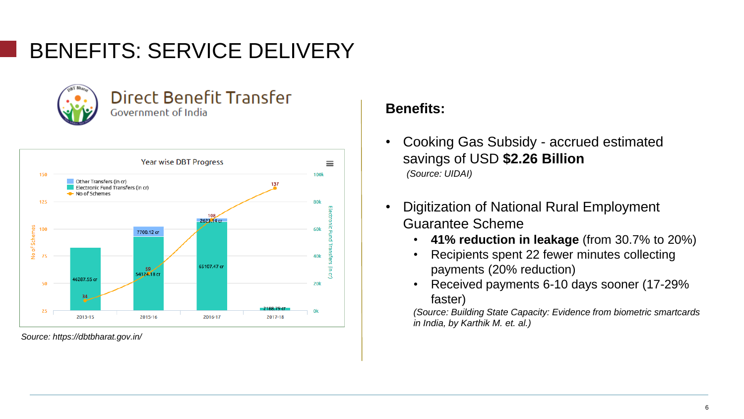# BENEFITS: SERVICE DELIVERY

Direct Benefit Transfer
Government of India

Year wise DBT Progress

| Year | Electronic Fund Transfers (in cr) | Other Transfers (in cr) | No of Schemes |
|---|---|---|---|
| 2013-15 | 46287.55 cr | | 34 |
| 2015-16 | 54124.18 cr | 7700.12 cr | 59 |
| 2016-17 | 65107.47 cr | 2623.14 cr | 108 |
| 2017-18 | 2188.79 cr | | 137 |

*Source: https://dbtbharat.gov.in/*

**Benefits:**

- Cooking Gas Subsidy - accrued estimated savings of USD **$2.26 Billion**
  *(Source: UIDAI)*
- Digitization of National Rural Employment Guarantee Scheme
  - **41% reduction in leakage** (from 30.7% to 20%)
  - Recipients spent 22 fewer minutes collecting payments (20% reduction)
  - Received payments 6-10 days sooner (17-29% faster)

  *(Source: Building State Capacity: Evidence from biometric smartcards in India, by Karthik M. et. al.)*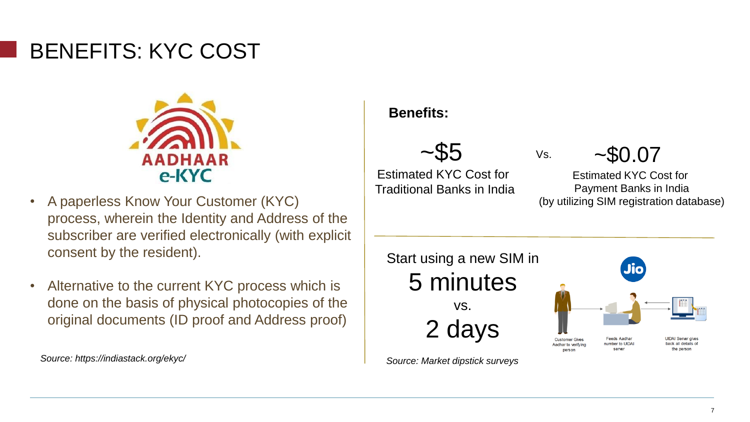# BENEFITS: KYC COST

- A paperless Know Your Customer (KYC) process, wherein the Identity and Address of the subscriber are verified electronically (with explicit consent by the resident).
- Alternative to the current KYC process which is done on the basis of physical photocopies of the original documents (ID proof and Address proof)

*Source: https://indiastack.org/ekyc/*

**Benefits:**

~$5
Estimated KYC Cost for Traditional Banks in India

Vs.

~$0.07
Estimated KYC Cost for Payment Banks in India (by utilizing SIM registration database)

Start using a new SIM in
5 minutes
vs.
2 days

Customer Gives Aadhar to verifying person → Feeds Aadhar number to UIDAI server → UIDAI Server gives back all details of the person

*Source: Market dipstick surveys*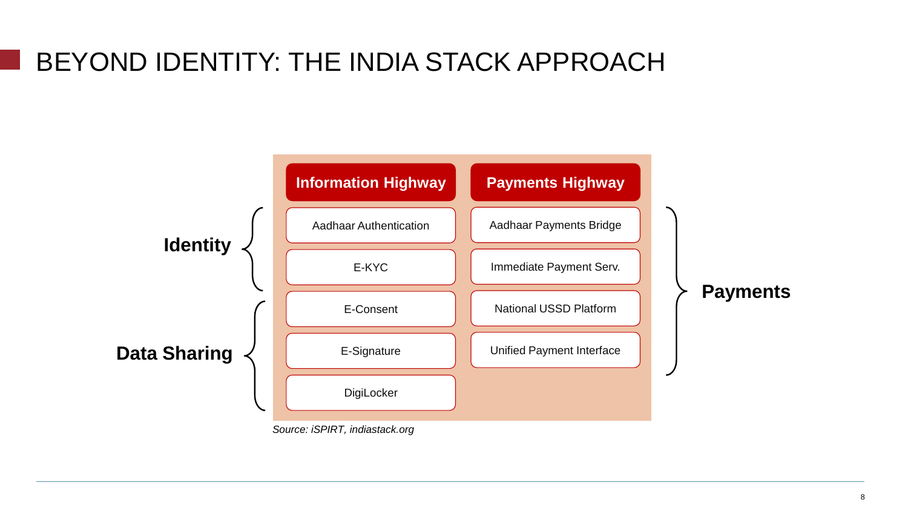# BEYOND IDENTITY: THE INDIA STACK APPROACH

| | Information Highway | Payments Highway | |
|---|---|---|---|
| **Identity** | Aadhaar Authentication | Aadhaar Payments Bridge | **Payments** |
| | E-KYC | Immediate Payment Serv. | |
| **Data Sharing** | E-Consent | National USSD Platform | |
| | E-Signature | Unified Payment Interface | |
| | DigiLocker | | |

*Source: iSPIRT, indiastack.org*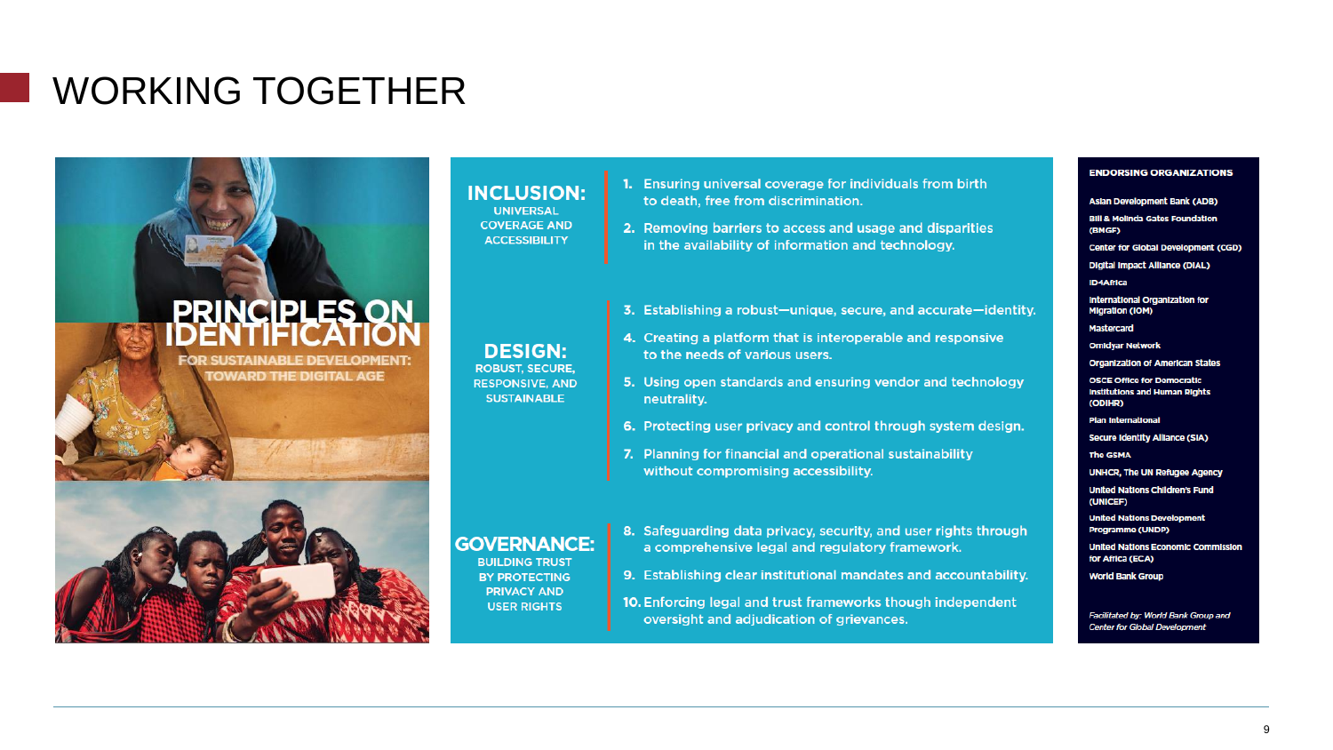# WORKING TOGETHER

**PRINCIPLES ON IDENTIFICATION**

FOR SUSTAINABLE DEVELOPMENT: TOWARD THE DIGITAL AGE

## INCLUSION:
UNIVERSAL COVERAGE AND ACCESSIBILITY

1. Ensuring universal coverage for individuals from birth to death, free from discrimination.
2. Removing barriers to access and usage and disparities in the availability of information and technology.

## DESIGN:
ROBUST, SECURE, RESPONSIVE, AND SUSTAINABLE

3. Establishing a robust—unique, secure, and accurate—identity.
4. Creating a platform that is interoperable and responsive to the needs of various users.
5. Using open standards and ensuring vendor and technology neutrality.
6. Protecting user privacy and control through system design.
7. Planning for financial and operational sustainability without compromising accessibility.

## GOVERNANCE:
BUILDING TRUST BY PROTECTING PRIVACY AND USER RIGHTS

8. Safeguarding data privacy, security, and user rights through a comprehensive legal and regulatory framework.
9. Establishing clear institutional mandates and accountability.
10. Enforcing legal and trust frameworks though independent oversight and adjudication of grievances.

**ENDORSING ORGANIZATIONS**

- Asian Development Bank (ADB)
- Bill & Melinda Gates Foundation (BMGF)
- Center for Global Development (CGD)
- Digital Impact Alliance (DIAL)
- ID4Africa
- International Organization for Migration (IOM)
- Mastercard
- Omidyar Network
- Organization of American States
- OSCE Office for Democratic Institutions and Human Rights (ODIHR)
- Plan International
- Secure Identity Alliance (SIA)
- The GSMA
- UNHCR, The UN Refugee Agency
- United Nations Children's Fund (UNICEF)
- United Nations Development Programme (UNDP)
- United Nations Economic Commission for Africa (ECA)
- World Bank Group

*Facilitated by: World Bank Group and Center for Global Development*